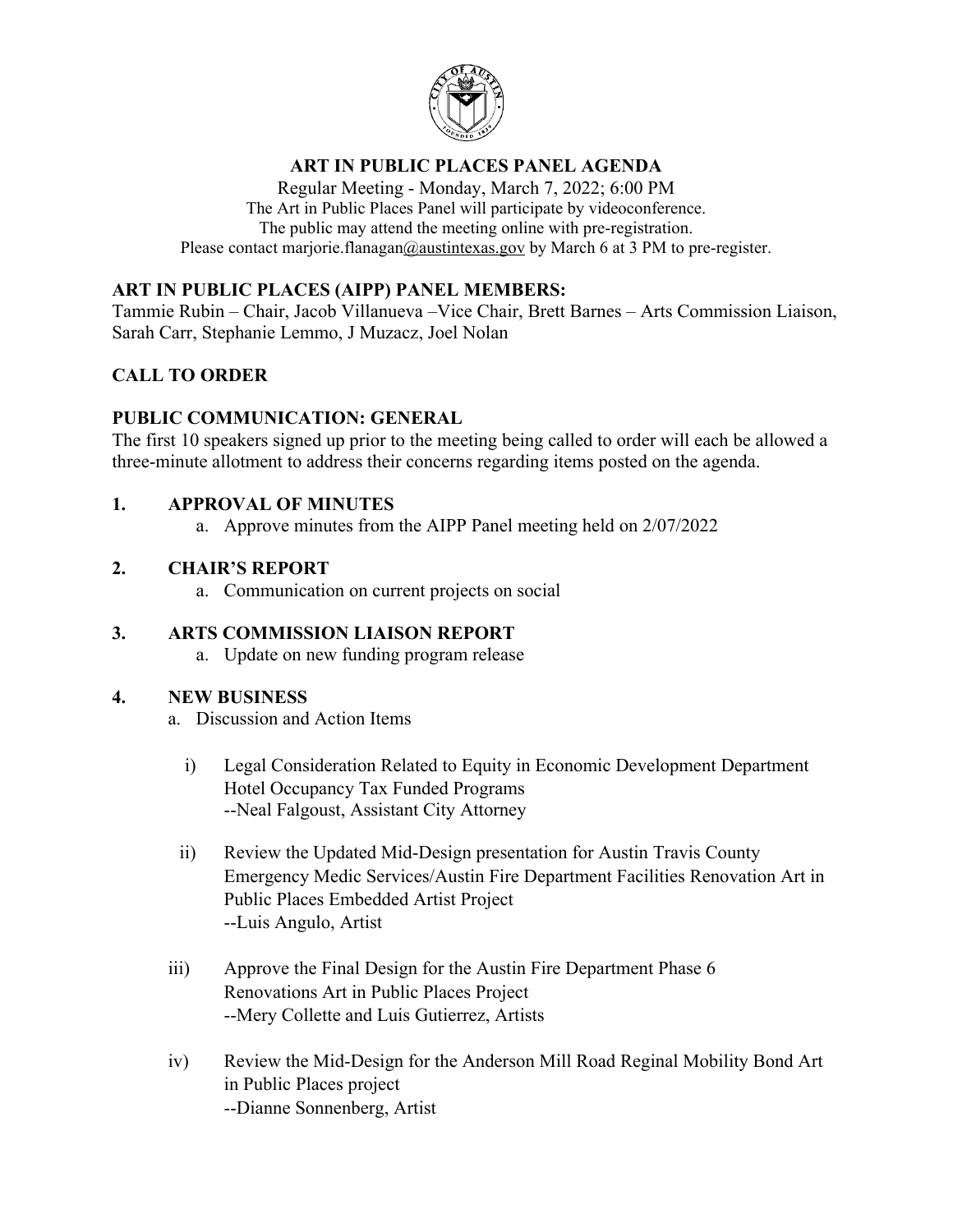# ART IN PUBLIC PLACES PANEL AGENDA

Regular Meeting - Monday, March 7, 2022; 6:00 PM
The Art in Public Places Panel will participate by videoconference.
The public may attend the meeting online with pre-registration.
Please contact marjorie.flanagan@austintexas.gov by March 6 at 3 PM to pre-register.

## ART IN PUBLIC PLACES (AIPP) PANEL MEMBERS:

Tammie Rubin – Chair, Jacob Villanueva –Vice Chair, Brett Barnes – Arts Commission Liaison, Sarah Carr, Stephanie Lemmo, J Muzacz, Joel Nolan

## CALL TO ORDER

## PUBLIC COMMUNICATION: GENERAL

The first 10 speakers signed up prior to the meeting being called to order will each be allowed a three-minute allotment to address their concerns regarding items posted on the agenda.

**1. APPROVAL OF MINUTES**

a. Approve minutes from the AIPP Panel meeting held on 2/07/2022

**2. CHAIR'S REPORT**

a. Communication on current projects on social

**3. ARTS COMMISSION LIAISON REPORT**

a. Update on new funding program release

**4. NEW BUSINESS**

a. Discussion and Action Items

i) Legal Consideration Related to Equity in Economic Development Department Hotel Occupancy Tax Funded Programs
--Neal Falgoust, Assistant City Attorney

ii) Review the Updated Mid-Design presentation for Austin Travis County Emergency Medic Services/Austin Fire Department Facilities Renovation Art in Public Places Embedded Artist Project
--Luis Angulo, Artist

iii) Approve the Final Design for the Austin Fire Department Phase 6 Renovations Art in Public Places Project
--Mery Collette and Luis Gutierrez, Artists

iv) Review the Mid-Design for the Anderson Mill Road Reginal Mobility Bond Art in Public Places project
--Dianne Sonnenberg, Artist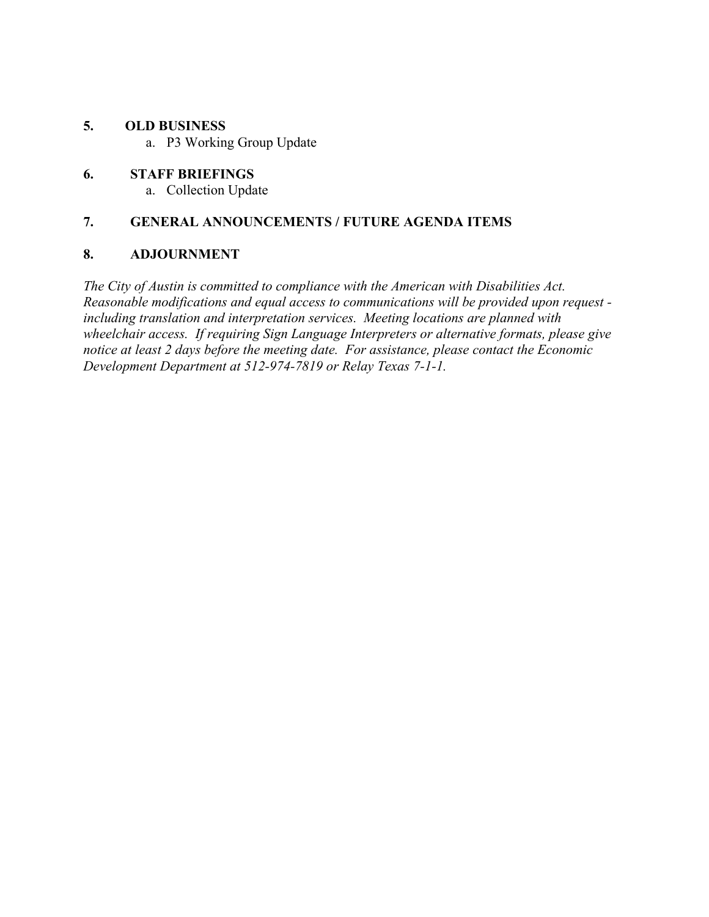**5. OLD BUSINESS**

a. P3 Working Group Update

**6. STAFF BRIEFINGS**

a. Collection Update

**7. GENERAL ANNOUNCEMENTS / FUTURE AGENDA ITEMS**

**8. ADJOURNMENT**

*The City of Austin is committed to compliance with the American with Disabilities Act. Reasonable modifications and equal access to communications will be provided upon request - including translation and interpretation services. Meeting locations are planned with wheelchair access. If requiring Sign Language Interpreters or alternative formats, please give notice at least 2 days before the meeting date. For assistance, please contact the Economic Development Department at 512-974-7819 or Relay Texas 7-1-1.*